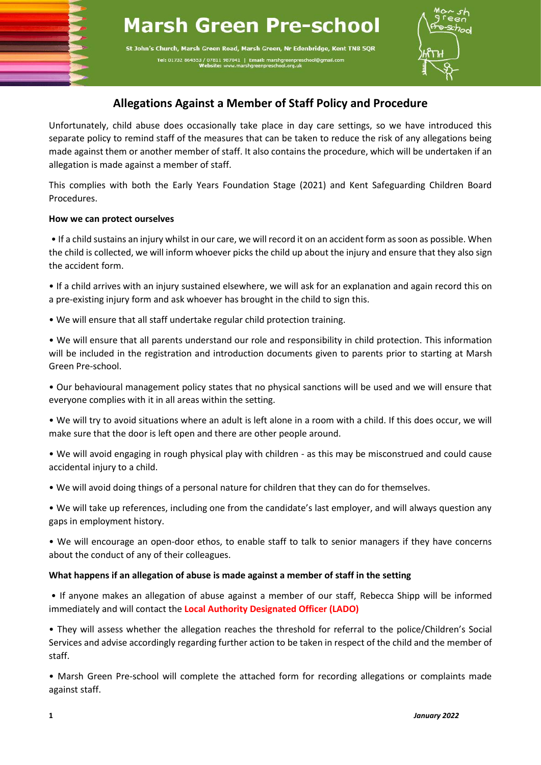# Marsh Green Pre-school

**St John's Church, Marsh Green Road, Marsh Green, Nr Edenbridge, Kent TN8 5QR**

**Tel:** 01732 864353 / 07811 987041 | **Email:** marshgreenpreschool@gmail.com
**Website:** www.marshgreenpreschool.org.uk

## Allegations Against a Member of Staff Policy and Procedure

Unfortunately, child abuse does occasionally take place in day care settings, so we have introduced this separate policy to remind staff of the measures that can be taken to reduce the risk of any allegations being made against them or another member of staff. It also contains the procedure, which will be undertaken if an allegation is made against a member of staff.

This complies with both the Early Years Foundation Stage (2021) and Kent Safeguarding Children Board Procedures.

**How we can protect ourselves**

- If a child sustains an injury whilst in our care, we will record it on an accident form as soon as possible. When the child is collected, we will inform whoever picks the child up about the injury and ensure that they also sign the accident form.
- If a child arrives with an injury sustained elsewhere, we will ask for an explanation and again record this on a pre-existing injury form and ask whoever has brought in the child to sign this.
- We will ensure that all staff undertake regular child protection training.
- We will ensure that all parents understand our role and responsibility in child protection. This information will be included in the registration and introduction documents given to parents prior to starting at Marsh Green Pre-school.
- Our behavioural management policy states that no physical sanctions will be used and we will ensure that everyone complies with it in all areas within the setting.
- We will try to avoid situations where an adult is left alone in a room with a child. If this does occur, we will make sure that the door is left open and there are other people around.
- We will avoid engaging in rough physical play with children - as this may be misconstrued and could cause accidental injury to a child.
- We will avoid doing things of a personal nature for children that they can do for themselves.
- We will take up references, including one from the candidate's last employer, and will always question any gaps in employment history.
- We will encourage an open-door ethos, to enable staff to talk to senior managers if they have concerns about the conduct of any of their colleagues.

**What happens if an allegation of abuse is made against a member of staff in the setting**

- If anyone makes an allegation of abuse against a member of our staff, Rebecca Shipp will be informed immediately and will contact the **Local Authority Designated Officer (LADO)**
- They will assess whether the allegation reaches the threshold for referral to the police/Children's Social Services and advise accordingly regarding further action to be taken in respect of the child and the member of staff.
- Marsh Green Pre-school will complete the attached form for recording allegations or complaints made against staff.

*January 2022*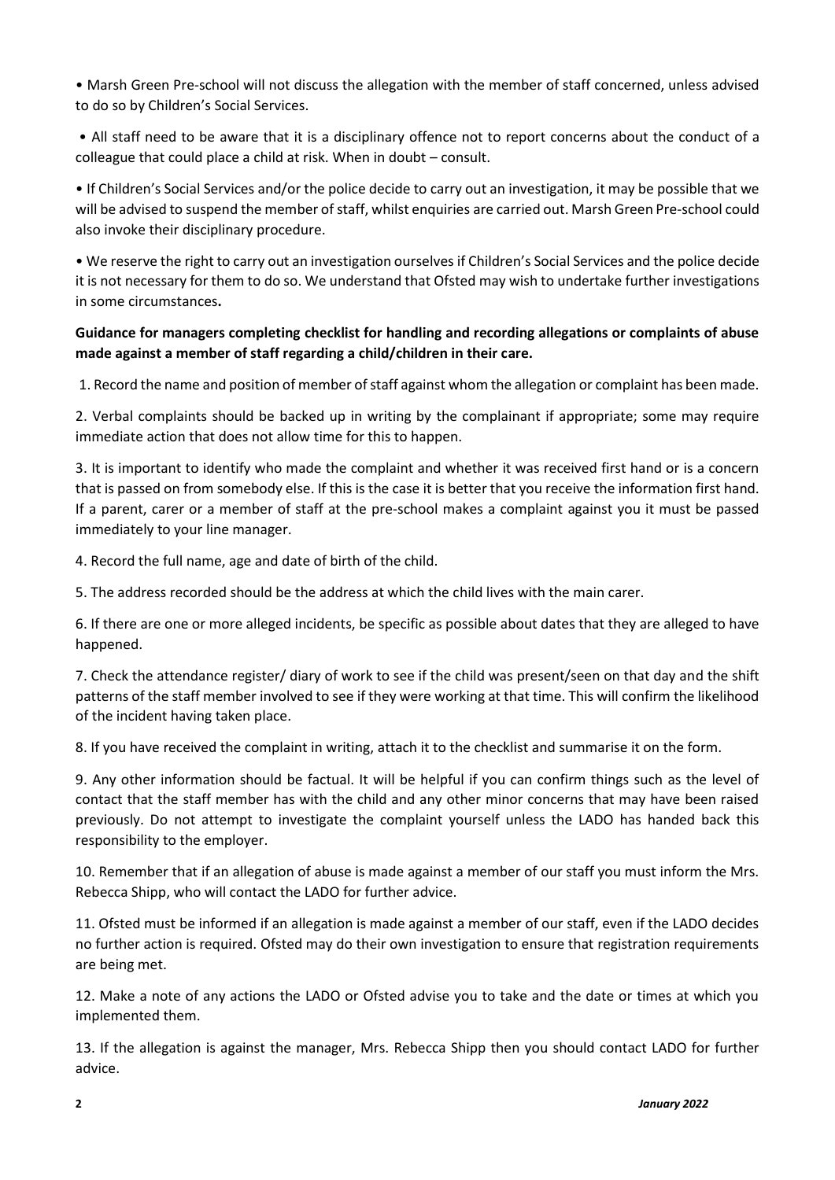- Marsh Green Pre-school will not discuss the allegation with the member of staff concerned, unless advised to do so by Children's Social Services.
- All staff need to be aware that it is a disciplinary offence not to report concerns about the conduct of a colleague that could place a child at risk. When in doubt – consult.
- If Children's Social Services and/or the police decide to carry out an investigation, it may be possible that we will be advised to suspend the member of staff, whilst enquiries are carried out. Marsh Green Pre-school could also invoke their disciplinary procedure.
- We reserve the right to carry out an investigation ourselves if Children's Social Services and the police decide it is not necessary for them to do so. We understand that Ofsted may wish to undertake further investigations in some circumstances**.**

**Guidance for managers completing checklist for handling and recording allegations or complaints of abuse made against a member of staff regarding a child/children in their care.**

1. Record the name and position of member of staff against whom the allegation or complaint has been made.

2. Verbal complaints should be backed up in writing by the complainant if appropriate; some may require immediate action that does not allow time for this to happen.

3. It is important to identify who made the complaint and whether it was received first hand or is a concern that is passed on from somebody else. If this is the case it is better that you receive the information first hand. If a parent, carer or a member of staff at the pre-school makes a complaint against you it must be passed immediately to your line manager.

4. Record the full name, age and date of birth of the child.

5. The address recorded should be the address at which the child lives with the main carer.

6. If there are one or more alleged incidents, be specific as possible about dates that they are alleged to have happened.

7. Check the attendance register/ diary of work to see if the child was present/seen on that day and the shift patterns of the staff member involved to see if they were working at that time. This will confirm the likelihood of the incident having taken place.

8. If you have received the complaint in writing, attach it to the checklist and summarise it on the form.

9. Any other information should be factual. It will be helpful if you can confirm things such as the level of contact that the staff member has with the child and any other minor concerns that may have been raised previously. Do not attempt to investigate the complaint yourself unless the LADO has handed back this responsibility to the employer.

10. Remember that if an allegation of abuse is made against a member of our staff you must inform the Mrs. Rebecca Shipp, who will contact the LADO for further advice.

11. Ofsted must be informed if an allegation is made against a member of our staff, even if the LADO decides no further action is required. Ofsted may do their own investigation to ensure that registration requirements are being met.

12. Make a note of any actions the LADO or Ofsted advise you to take and the date or times at which you implemented them.

13. If the allegation is against the manager, Mrs. Rebecca Shipp then you should contact LADO for further advice.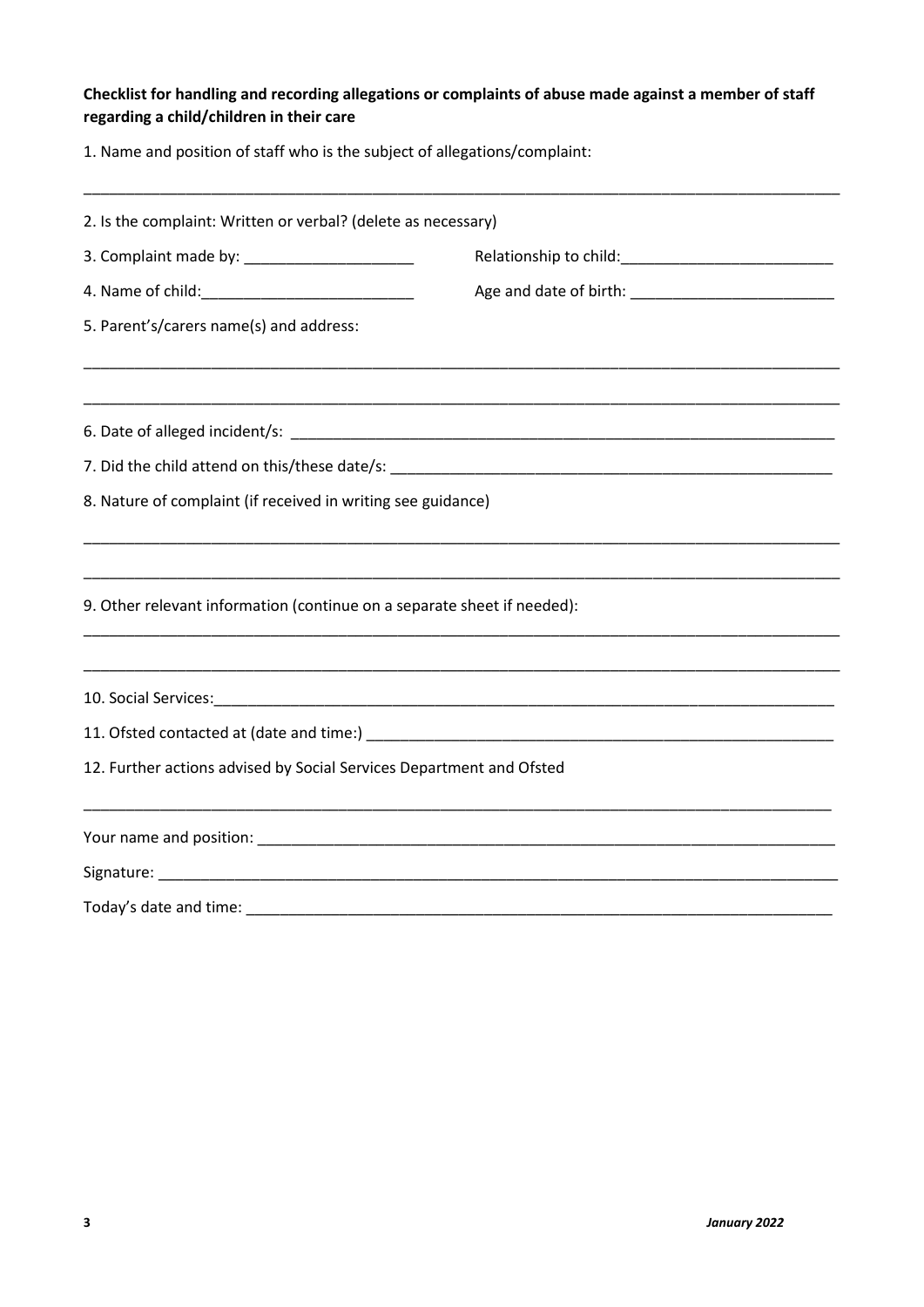**Checklist for handling and recording allegations or complaints of abuse made against a member of staff regarding a child/children in their care**

1. Name and position of staff who is the subject of allegations/complaint:

______________________________________________________________________________________

2. Is the complaint: Written or verbal? (delete as necessary)

3. Complaint made by: ____________________ Relationship to child:_________________________

4. Name of child:_________________________ Age and date of birth: ________________________

5. Parent's/carers name(s) and address:

______________________________________________________________________________________

______________________________________________________________________________________

6. Date of alleged incident/s: ___________________________________________________________

7. Did the child attend on this/these date/s: ______________________________________________

8. Nature of complaint (if received in writing see guidance)

______________________________________________________________________________________

______________________________________________________________________________________

9. Other relevant information (continue on a separate sheet if needed):

______________________________________________________________________________________

______________________________________________________________________________________

10. Social Services:__________________________________________________________________

11. Ofsted contacted at (date and time:) _________________________________________________

12. Further actions advised by Social Services Department and Ofsted

______________________________________________________________________________________

Your name and position: _____________________________________________________________

Signature: _________________________________________________________________________

Today's date and time: ______________________________________________________________

*January 2022*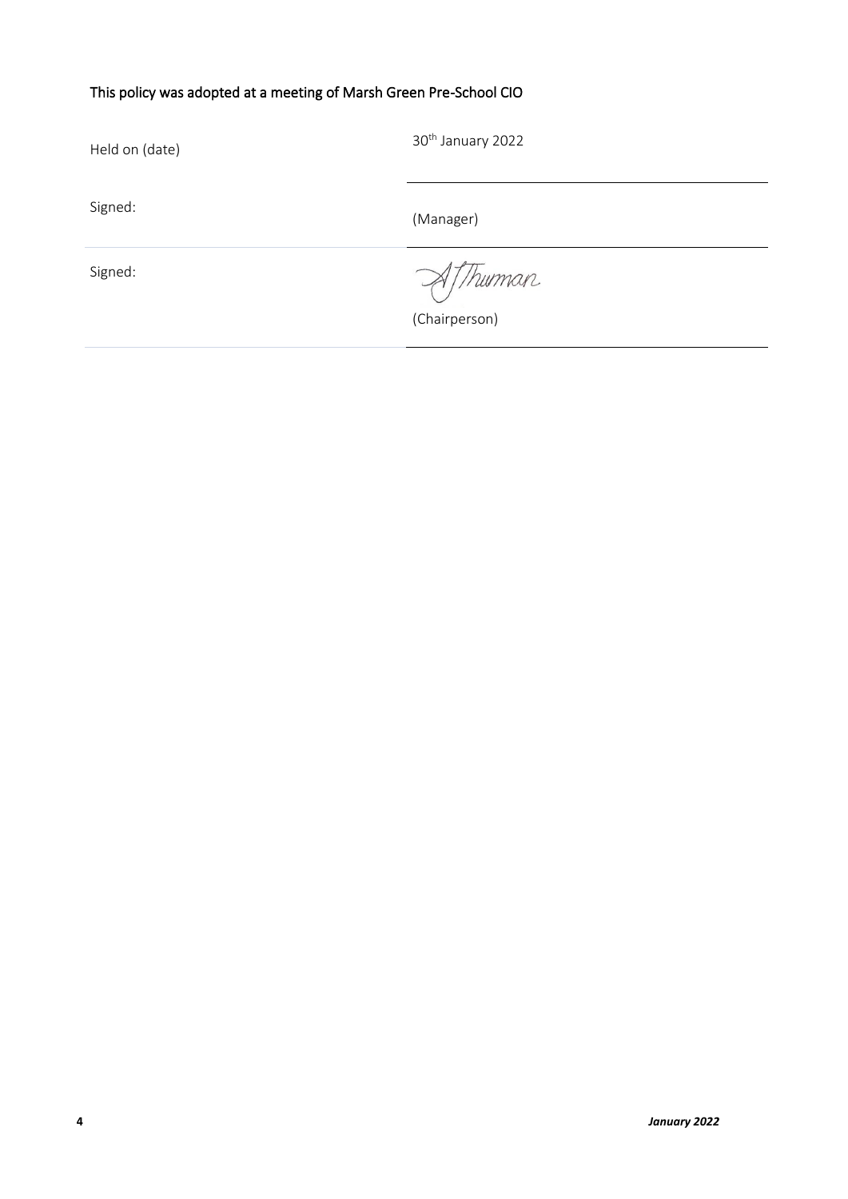**This policy was adopted at a meeting of Marsh Green Pre-School CIO**

| | |
|---|---|
| Held on (date) | 30th January 2022 |
| Signed: | (Manager) |
| Signed: | A Thurman<br>(Chairperson) |